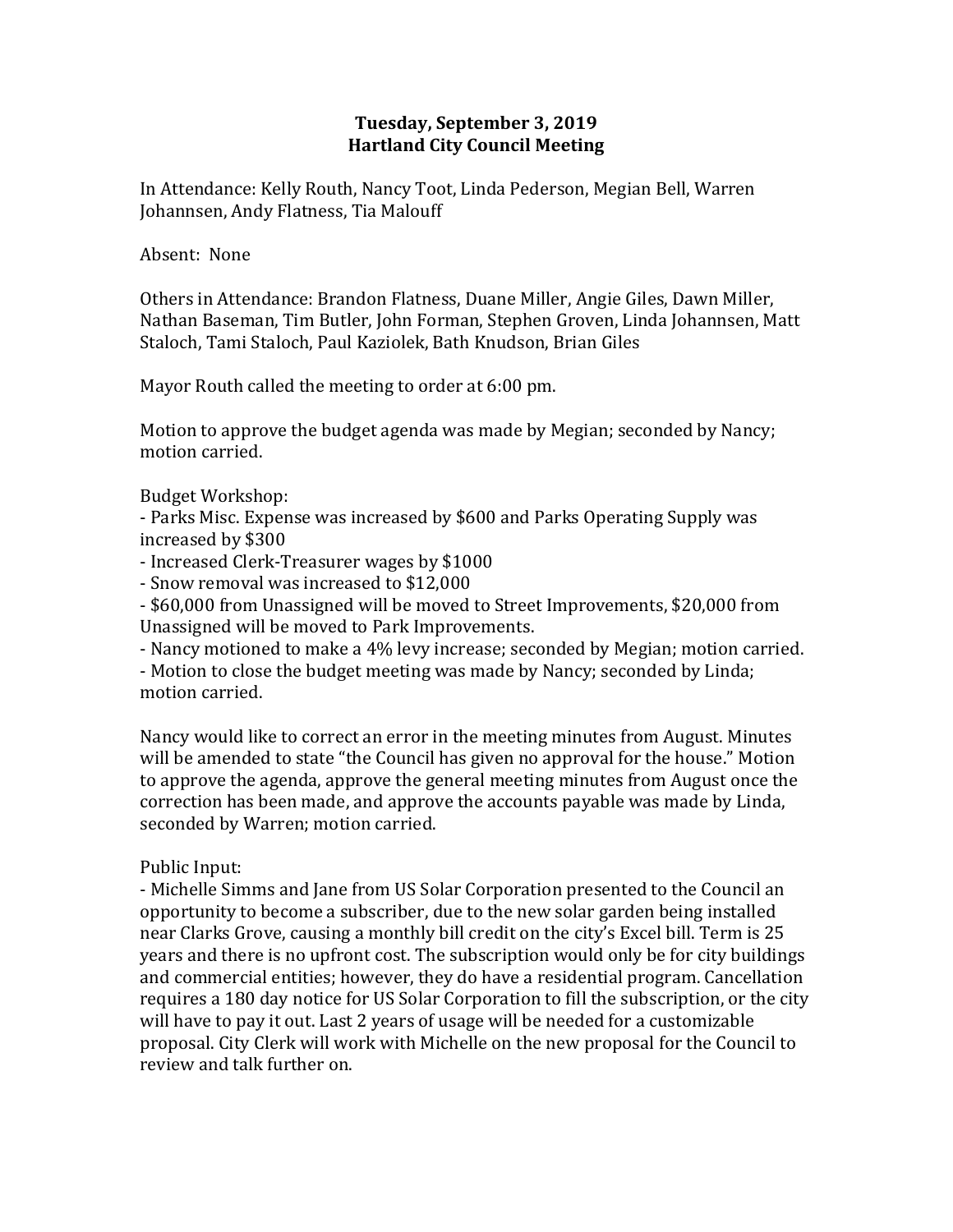# Tuesday, September 3, 2019
# Hartland City Council Meeting

In Attendance: Kelly Routh, Nancy Toot, Linda Pederson, Megian Bell, Warren Johannsen, Andy Flatness, Tia Malouff

Absent: None

Others in Attendance: Brandon Flatness, Duane Miller, Angie Giles, Dawn Miller, Nathan Baseman, Tim Butler, John Forman, Stephen Groven, Linda Johannsen, Matt Staloch, Tami Staloch, Paul Kaziolek, Bath Knudson, Brian Giles

Mayor Routh called the meeting to order at 6:00 pm.

Motion to approve the budget agenda was made by Megian; seconded by Nancy; motion carried.

Budget Workshop:

- Parks Misc. Expense was increased by $600 and Parks Operating Supply was increased by $300
- Increased Clerk-Treasurer wages by $1000
- Snow removal was increased to $12,000
- $60,000 from Unassigned will be moved to Street Improvements, $20,000 from Unassigned will be moved to Park Improvements.
- Nancy motioned to make a 4% levy increase; seconded by Megian; motion carried.
- Motion to close the budget meeting was made by Nancy; seconded by Linda; motion carried.

Nancy would like to correct an error in the meeting minutes from August. Minutes will be amended to state "the Council has given no approval for the house." Motion to approve the agenda, approve the general meeting minutes from August once the correction has been made, and approve the accounts payable was made by Linda, seconded by Warren; motion carried.

Public Input:

- Michelle Simms and Jane from US Solar Corporation presented to the Council an opportunity to become a subscriber, due to the new solar garden being installed near Clarks Grove, causing a monthly bill credit on the city's Excel bill. Term is 25 years and there is no upfront cost. The subscription would only be for city buildings and commercial entities; however, they do have a residential program. Cancellation requires a 180 day notice for US Solar Corporation to fill the subscription, or the city will have to pay it out. Last 2 years of usage will be needed for a customizable proposal. City Clerk will work with Michelle on the new proposal for the Council to review and talk further on.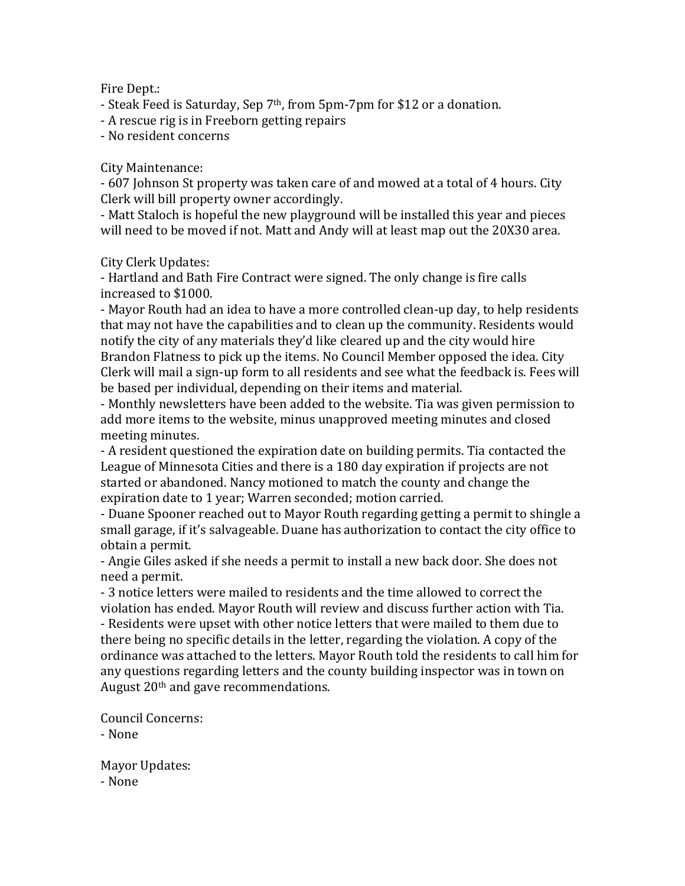Fire Dept.:
- Steak Feed is Saturday, Sep 7th, from 5pm-7pm for $12 or a donation.
- A rescue rig is in Freeborn getting repairs
- No resident concerns

City Maintenance:
- 607 Johnson St property was taken care of and mowed at a total of 4 hours. City Clerk will bill property owner accordingly.
- Matt Staloch is hopeful the new playground will be installed this year and pieces will need to be moved if not. Matt and Andy will at least map out the 20X30 area.

City Clerk Updates:
- Hartland and Bath Fire Contract were signed. The only change is fire calls increased to $1000.
- Mayor Routh had an idea to have a more controlled clean-up day, to help residents that may not have the capabilities and to clean up the community. Residents would notify the city of any materials they'd like cleared up and the city would hire Brandon Flatness to pick up the items. No Council Member opposed the idea. City Clerk will mail a sign-up form to all residents and see what the feedback is. Fees will be based per individual, depending on their items and material.
- Monthly newsletters have been added to the website. Tia was given permission to add more items to the website, minus unapproved meeting minutes and closed meeting minutes.
- A resident questioned the expiration date on building permits. Tia contacted the League of Minnesota Cities and there is a 180 day expiration if projects are not started or abandoned. Nancy motioned to match the county and change the expiration date to 1 year; Warren seconded; motion carried.
- Duane Spooner reached out to Mayor Routh regarding getting a permit to shingle a small garage, if it's salvageable. Duane has authorization to contact the city office to obtain a permit.
- Angie Giles asked if she needs a permit to install a new back door. She does not need a permit.
- 3 notice letters were mailed to residents and the time allowed to correct the violation has ended. Mayor Routh will review and discuss further action with Tia.
- Residents were upset with other notice letters that were mailed to them due to there being no specific details in the letter, regarding the violation. A copy of the ordinance was attached to the letters. Mayor Routh told the residents to call him for any questions regarding letters and the county building inspector was in town on August 20th and gave recommendations.

Council Concerns:
- None

Mayor Updates:
- None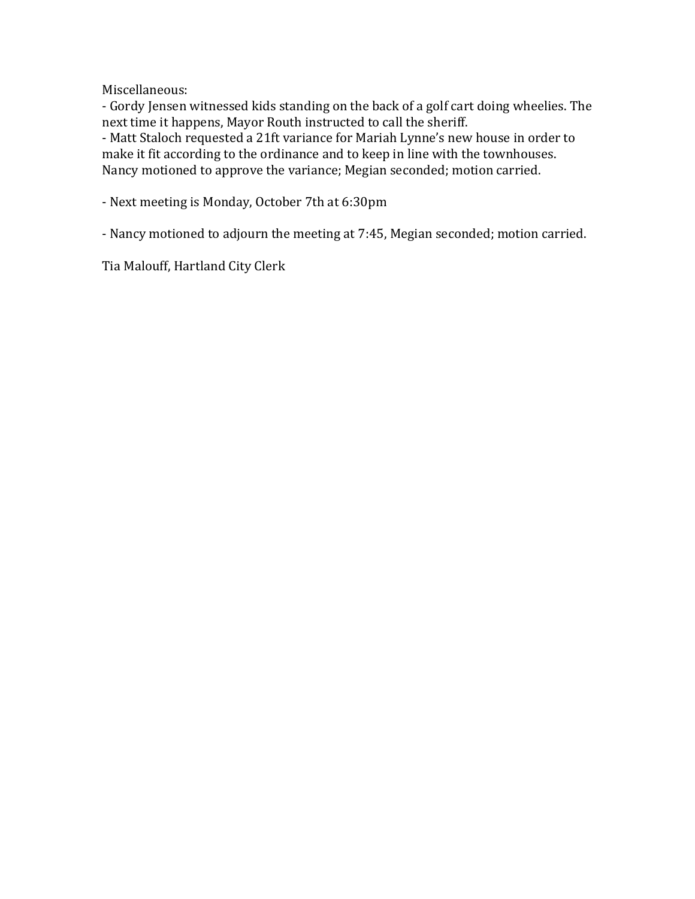Miscellaneous:

- Gordy Jensen witnessed kids standing on the back of a golf cart doing wheelies. The next time it happens, Mayor Routh instructed to call the sheriff.
- Matt Staloch requested a 21ft variance for Mariah Lynne's new house in order to make it fit according to the ordinance and to keep in line with the townhouses. Nancy motioned to approve the variance; Megian seconded; motion carried.

- Next meeting is Monday, October 7th at 6:30pm

- Nancy motioned to adjourn the meeting at 7:45, Megian seconded; motion carried.

Tia Malouff, Hartland City Clerk